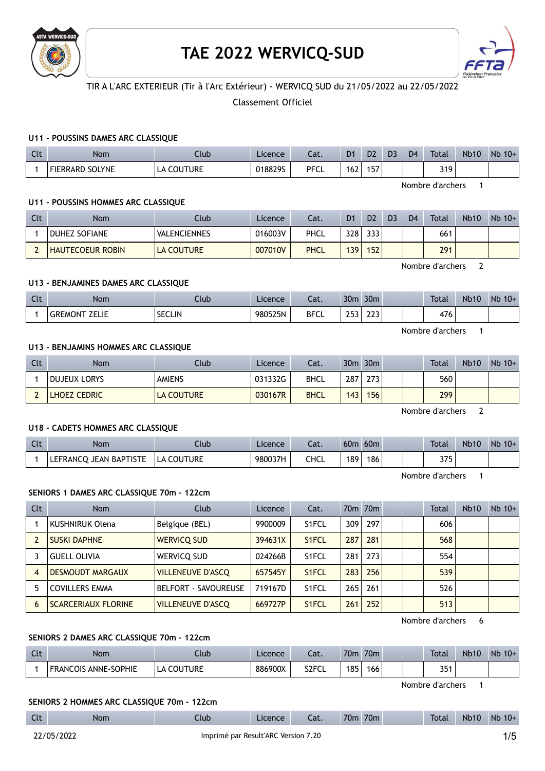# TAE 2022 WERVICQ-SUD

TIR A L'ARC EXTERIEUR (Tir à l'Arc Extérieur) - WERVICQ SUD du 21/05/2022 au 22/05/2022

Classement Officiel

### U11 - POUSSINS DAMES ARC CLASSIQUE

| Clt | Nom | Club | Licence | Cat. | D1 | D2 | D3 | D4 | Total | Nb10 | Nb 10+ |
|---|---|---|---|---|---|---|---|---|---|---|---|
| 1 | FIERRARD SOLYNE | LA COUTURE | 018829S | PFCL | 162 | 157 | | | 319 | | |

Nombre d'archers 1

### U11 - POUSSINS HOMMES ARC CLASSIQUE

| Clt | Nom | Club | Licence | Cat. | D1 | D2 | D3 | D4 | Total | Nb10 | Nb 10+ |
|---|---|---|---|---|---|---|---|---|---|---|---|
| 1 | DUHEZ SOFIANE | VALENCIENNES | 016003V | PHCL | 328 | 333 | | | 661 | | |
| 2 | HAUTECOEUR ROBIN | LA COUTURE | 007010V | PHCL | 139 | 152 | | | 291 | | |

Nombre d'archers 2

### U13 - BENJAMINES DAMES ARC CLASSIQUE

| Clt | Nom | Club | Licence | Cat. | 30m | 30m | | | Total | Nb10 | Nb 10+ |
|---|---|---|---|---|---|---|---|---|---|---|---|
| 1 | GREMONT ZELIE | SECLIN | 980525N | BFCL | 253 | 223 | | | 476 | | |

Nombre d'archers 1

### U13 - BENJAMINS HOMMES ARC CLASSIQUE

| Clt | Nom | Club | Licence | Cat. | 30m | 30m | | | Total | Nb10 | Nb 10+ |
|---|---|---|---|---|---|---|---|---|---|---|---|
| 1 | DUJEUX LORYS | AMIENS | 031332G | BHCL | 287 | 273 | | | 560 | | |
| 2 | LHOEZ CEDRIC | LA COUTURE | 030167R | BHCL | 143 | 156 | | | 299 | | |

Nombre d'archers 2

### U18 - CADETS HOMMES ARC CLASSIQUE

| Clt | Nom | Club | Licence | Cat. | 60m | 60m | | | Total | Nb10 | Nb 10+ |
|---|---|---|---|---|---|---|---|---|---|---|---|
| 1 | LEFRANCQ JEAN BAPTISTE | LA COUTURE | 980037H | CHCL | 189 | 186 | | | 375 | | |

Nombre d'archers 1

### SENIORS 1 DAMES ARC CLASSIQUE 70m - 122cm

| Clt | Nom | Club | Licence | Cat. | 70m | 70m | | | Total | Nb10 | Nb 10+ |
|---|---|---|---|---|---|---|---|---|---|---|---|
| 1 | KUSHNIRUK Olena | Belgique (BEL) | 9900009 | S1FCL | 309 | 297 | | | 606 | | |
| 2 | SUSKI DAPHNE | WERVICQ SUD | 394631X | S1FCL | 287 | 281 | | | 568 | | |
| 3 | GUELL OLIVIA | WERVICQ SUD | 024266B | S1FCL | 281 | 273 | | | 554 | | |
| 4 | DESMOUDT MARGAUX | VILLENEUVE D'ASCQ | 657545Y | S1FCL | 283 | 256 | | | 539 | | |
| 5 | COVILLERS EMMA | BELFORT - SAVOUREUSE | 719167D | S1FCL | 265 | 261 | | | 526 | | |
| 6 | SCARCERIAUX FLORINE | VILLENEUVE D'ASCQ | 669727P | S1FCL | 261 | 252 | | | 513 | | |

Nombre d'archers 6

### SENIORS 2 DAMES ARC CLASSIQUE 70m - 122cm

| Clt | Nom | Club | Licence | Cat. | 70m | 70m | | | Total | Nb10 | Nb 10+ |
|---|---|---|---|---|---|---|---|---|---|---|---|
| 1 | FRANCOIS ANNE-SOPHIE | LA COUTURE | 886900X | S2FCL | 185 | 166 | | | 351 | | |

Nombre d'archers 1

### SENIORS 2 HOMMES ARC CLASSIQUE 70m - 122cm

| Clt | Nom | Club | Licence | Cat. | 70m | 70m | | | Total | Nb10 | Nb 10+ |
|---|---|---|---|---|---|---|---|---|---|---|---|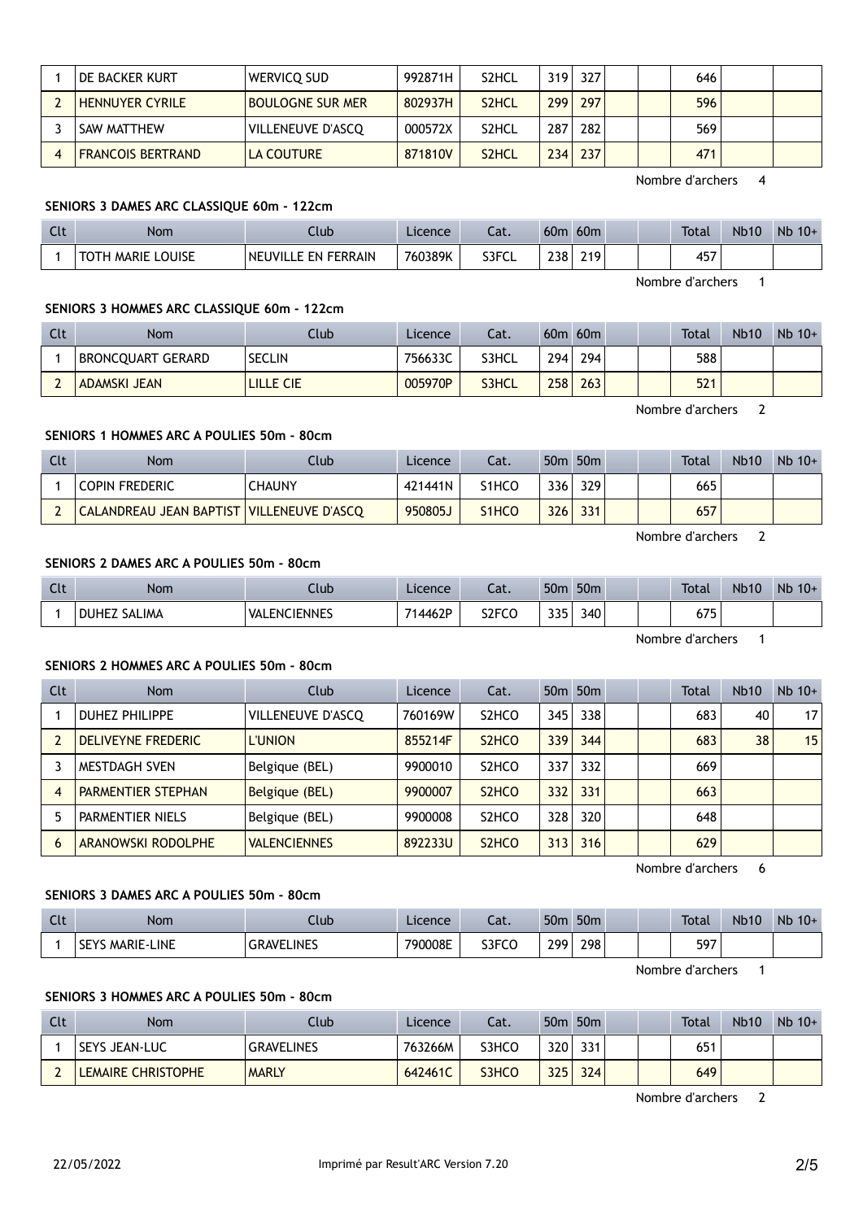| | | | | | | | | | | | |
|---|---|---|---|---|---|---|---|---|---|---|---|
| 1 | DE BACKER KURT | WERVICQ SUD | 992871H | S2HCL | 319 | 327 | | | 646 | | |
| 2 | HENNUYER CYRILE | BOULOGNE SUR MER | 802937H | S2HCL | 299 | 297 | | | 596 | | |
| 3 | SAW MATTHEW | VILLENEUVE D'ASCQ | 000572X | S2HCL | 287 | 282 | | | 569 | | |
| 4 | FRANCOIS BERTRAND | LA COUTURE | 871810V | S2HCL | 234 | 237 | | | 471 | | |

Nombre d'archers 4

### SENIORS 3 DAMES ARC CLASSIQUE 60m - 122cm

| Clt | Nom | Club | Licence | Cat. | 60m | 60m | | | Total | Nb10 | Nb 10+ |
|---|---|---|---|---|---|---|---|---|---|---|---|
| 1 | TOTH MARIE LOUISE | NEUVILLE EN FERRAIN | 760389K | S3FCL | 238 | 219 | | | 457 | | |

Nombre d'archers 1

### SENIORS 3 HOMMES ARC CLASSIQUE 60m - 122cm

| Clt | Nom | Club | Licence | Cat. | 60m | 60m | | | Total | Nb10 | Nb 10+ |
|---|---|---|---|---|---|---|---|---|---|---|---|
| 1 | BRONCQUART GERARD | SECLIN | 756633C | S3HCL | 294 | 294 | | | 588 | | |
| 2 | ADAMSKI JEAN | LILLE CIE | 005970P | S3HCL | 258 | 263 | | | 521 | | |

Nombre d'archers 2

### SENIORS 1 HOMMES ARC A POULIES 50m - 80cm

| Clt | Nom | Club | Licence | Cat. | 50m | 50m | | | Total | Nb10 | Nb 10+ |
|---|---|---|---|---|---|---|---|---|---|---|---|
| 1 | COPIN FREDERIC | CHAUNY | 421441N | S1HCO | 336 | 329 | | | 665 | | |
| 2 | CALANDREAU JEAN BAPTIST | VILLENEUVE D'ASCQ | 950805J | S1HCO | 326 | 331 | | | 657 | | |

Nombre d'archers 2

### SENIORS 2 DAMES ARC A POULIES 50m - 80cm

| Clt | Nom | Club | Licence | Cat. | 50m | 50m | | | Total | Nb10 | Nb 10+ |
|---|---|---|---|---|---|---|---|---|---|---|---|
| 1 | DUHEZ SALIMA | VALENCIENNES | 714462P | S2FCO | 335 | 340 | | | 675 | | |

Nombre d'archers 1

### SENIORS 2 HOMMES ARC A POULIES 50m - 80cm

| Clt | Nom | Club | Licence | Cat. | 50m | 50m | | | Total | Nb10 | Nb 10+ |
|---|---|---|---|---|---|---|---|---|---|---|---|
| 1 | DUHEZ PHILIPPE | VILLENEUVE D'ASCQ | 760169W | S2HCO | 345 | 338 | | | 683 | 40 | 17 |
| 2 | DELIVEYNE FREDERIC | L'UNION | 855214F | S2HCO | 339 | 344 | | | 683 | 38 | 15 |
| 3 | MESTDAGH SVEN | Belgique (BEL) | 9900010 | S2HCO | 337 | 332 | | | 669 | | |
| 4 | PARMENTIER STEPHAN | Belgique (BEL) | 9900007 | S2HCO | 332 | 331 | | | 663 | | |
| 5 | PARMENTIER NIELS | Belgique (BEL) | 9900008 | S2HCO | 328 | 320 | | | 648 | | |
| 6 | ARANOWSKI RODOLPHE | VALENCIENNES | 892233U | S2HCO | 313 | 316 | | | 629 | | |

Nombre d'archers 6

### SENIORS 3 DAMES ARC A POULIES 50m - 80cm

| Clt | Nom | Club | Licence | Cat. | 50m | 50m | | | Total | Nb10 | Nb 10+ |
|---|---|---|---|---|---|---|---|---|---|---|---|
| 1 | SEYS MARIE-LINE | GRAVELINES | 790008E | S3FCO | 299 | 298 | | | 597 | | |

Nombre d'archers 1

### SENIORS 3 HOMMES ARC A POULIES 50m - 80cm

| Clt | Nom | Club | Licence | Cat. | 50m | 50m | | | Total | Nb10 | Nb 10+ |
|---|---|---|---|---|---|---|---|---|---|---|---|
| 1 | SEYS JEAN-LUC | GRAVELINES | 763266M | S3HCO | 320 | 331 | | | 651 | | |
| 2 | LEMAIRE CHRISTOPHE | MARLY | 642461C | S3HCO | 325 | 324 | | | 649 | | |

Nombre d'archers 2

22/05/2022 Imprimé par Result'ARC Version 7.20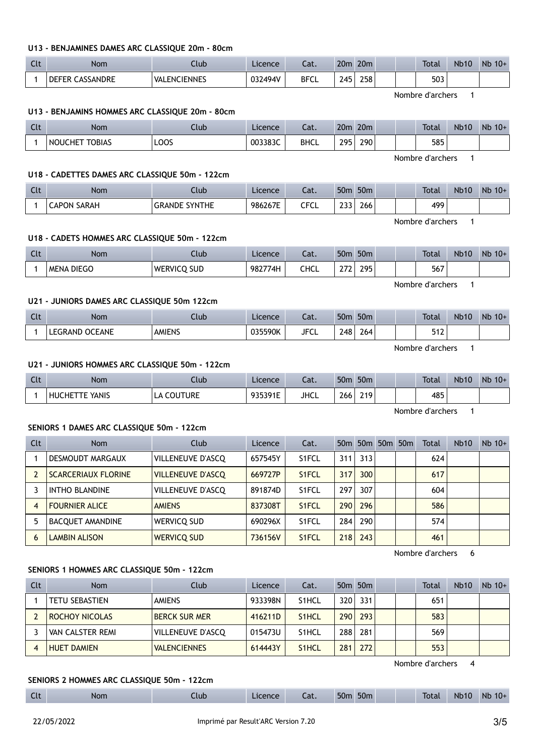### U13 - BENJAMINES DAMES ARC CLASSIQUE 20m - 80cm

| Clt | Nom | Club | Licence | Cat. | 20m | 20m | | | Total | Nb10 | Nb 10+ |
|---|---|---|---|---|---|---|---|---|---|---|---|
| 1 | DEFER CASSANDRE | VALENCIENNES | 032494V | BFCL | 245 | 258 | | | 503 | | |

Nombre d'archers 1

### U13 - BENJAMINS HOMMES ARC CLASSIQUE 20m - 80cm

| Clt | Nom | Club | Licence | Cat. | 20m | 20m | | | Total | Nb10 | Nb 10+ |
|---|---|---|---|---|---|---|---|---|---|---|---|
| 1 | NOUCHET TOBIAS | LOOS | 003383C | BHCL | 295 | 290 | | | 585 | | |

Nombre d'archers 1

### U18 - CADETTES DAMES ARC CLASSIQUE 50m - 122cm

| Clt | Nom | Club | Licence | Cat. | 50m | 50m | | | Total | Nb10 | Nb 10+ |
|---|---|---|---|---|---|---|---|---|---|---|---|
| 1 | CAPON SARAH | GRANDE SYNTHE | 986267E | CFCL | 233 | 266 | | | 499 | | |

Nombre d'archers 1

### U18 - CADETS HOMMES ARC CLASSIQUE 50m - 122cm

| Clt | Nom | Club | Licence | Cat. | 50m | 50m | | | Total | Nb10 | Nb 10+ |
|---|---|---|---|---|---|---|---|---|---|---|---|
| 1 | MENA DIEGO | WERVICQ SUD | 982774H | CHCL | 272 | 295 | | | 567 | | |

Nombre d'archers 1

### U21 - JUNIORS DAMES ARC CLASSIQUE 50m 122cm

| Clt | Nom | Club | Licence | Cat. | 50m | 50m | | | Total | Nb10 | Nb 10+ |
|---|---|---|---|---|---|---|---|---|---|---|---|
| 1 | LEGRAND OCEANE | AMIENS | 035590K | JFCL | 248 | 264 | | | 512 | | |

Nombre d'archers 1

### U21 - JUNIORS HOMMES ARC CLASSIQUE 50m - 122cm

| Clt | Nom | Club | Licence | Cat. | 50m | 50m | | | Total | Nb10 | Nb 10+ |
|---|---|---|---|---|---|---|---|---|---|---|---|
| 1 | HUCHETTE YANIS | LA COUTURE | 935391E | JHCL | 266 | 219 | | | 485 | | |

Nombre d'archers 1

### SENIORS 1 DAMES ARC CLASSIQUE 50m - 122cm

| Clt | Nom | Club | Licence | Cat. | 50m | 50m | 50m | 50m | Total | Nb10 | Nb 10+ |
|---|---|---|---|---|---|---|---|---|---|---|---|
| 1 | DESMOUDT MARGAUX | VILLENEUVE D'ASCQ | 657545Y | S1FCL | 311 | 313 | | | 624 | | |
| 2 | SCARCERIAUX FLORINE | VILLENEUVE D'ASCQ | 669727P | S1FCL | 317 | 300 | | | 617 | | |
| 3 | INTHO BLANDINE | VILLENEUVE D'ASCQ | 891874D | S1FCL | 297 | 307 | | | 604 | | |
| 4 | FOURNIER ALICE | AMIENS | 837308T | S1FCL | 290 | 296 | | | 586 | | |
| 5 | BACQUET AMANDINE | WERVICQ SUD | 690296X | S1FCL | 284 | 290 | | | 574 | | |
| 6 | LAMBIN ALISON | WERVICQ SUD | 736156V | S1FCL | 218 | 243 | | | 461 | | |

Nombre d'archers 6

### SENIORS 1 HOMMES ARC CLASSIQUE 50m - 122cm

| Clt | Nom | Club | Licence | Cat. | 50m | 50m | | | Total | Nb10 | Nb 10+ |
|---|---|---|---|---|---|---|---|---|---|---|---|
| 1 | TETU SEBASTIEN | AMIENS | 933398N | S1HCL | 320 | 331 | | | 651 | | |
| 2 | ROCHOY NICOLAS | BERCK SUR MER | 416211D | S1HCL | 290 | 293 | | | 583 | | |
| 3 | VAN CALSTER REMI | VILLENEUVE D'ASCQ | 015473U | S1HCL | 288 | 281 | | | 569 | | |
| 4 | HUET DAMIEN | VALENCIENNES | 614443Y | S1HCL | 281 | 272 | | | 553 | | |

Nombre d'archers 4

### SENIORS 2 HOMMES ARC CLASSIQUE 50m - 122cm

| Clt | Nom | Club | Licence | Cat. | 50m | 50m | | | Total | Nb10 | Nb 10+ |
|---|---|---|---|---|---|---|---|---|---|---|---|

22/05/2022 Imprimé par Result'ARC Version 7.20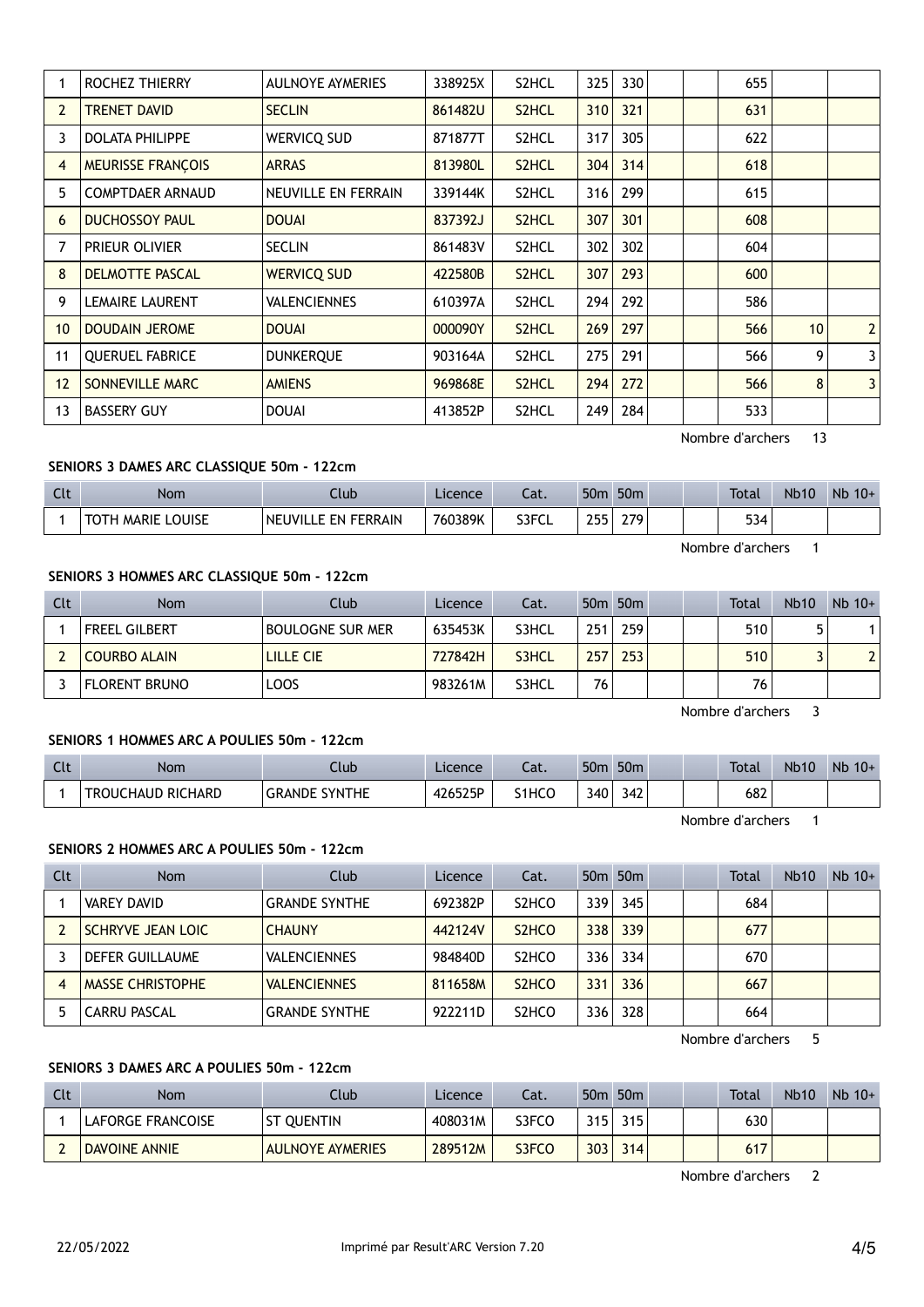| Clt | Nom | Club | Licence | Cat. | 50m | 50m | | | Total | Nb10 | Nb 10+ |
|---|---|---|---|---|---|---|---|---|---|---|---|
| 1 | ROCHEZ THIERRY | AULNOYE AYMERIES | 338925X | S2HCL | 325 | 330 | | | 655 | | |
| 2 | TRENET DAVID | SECLIN | 861482U | S2HCL | 310 | 321 | | | 631 | | |
| 3 | DOLATA PHILIPPE | WERVICQ SUD | 871877T | S2HCL | 317 | 305 | | | 622 | | |
| 4 | MEURISSE FRANÇOIS | ARRAS | 813980L | S2HCL | 304 | 314 | | | 618 | | |
| 5 | COMPTDAER ARNAUD | NEUVILLE EN FERRAIN | 339144K | S2HCL | 316 | 299 | | | 615 | | |
| 6 | DUCHOSSOY PAUL | DOUAI | 837392J | S2HCL | 307 | 301 | | | 608 | | |
| 7 | PRIEUR OLIVIER | SECLIN | 861483V | S2HCL | 302 | 302 | | | 604 | | |
| 8 | DELMOTTE PASCAL | WERVICQ SUD | 422580B | S2HCL | 307 | 293 | | | 600 | | |
| 9 | LEMAIRE LAURENT | VALENCIENNES | 610397A | S2HCL | 294 | 292 | | | 586 | | |
| 10 | DOUDAIN JEROME | DOUAI | 000090Y | S2HCL | 269 | 297 | | | 566 | 10 | 2 |
| 11 | QUERUEL FABRICE | DUNKERQUE | 903164A | S2HCL | 275 | 291 | | | 566 | 9 | 3 |
| 12 | SONNEVILLE MARC | AMIENS | 969868E | S2HCL | 294 | 272 | | | 566 | 8 | 3 |
| 13 | BASSERY GUY | DOUAI | 413852P | S2HCL | 249 | 284 | | | 533 | | |

Nombre d'archers 13

**SENIORS 3 DAMES ARC CLASSIQUE 50m - 122cm**

| Clt | Nom | Club | Licence | Cat. | 50m | 50m | | | Total | Nb10 | Nb 10+ |
|---|---|---|---|---|---|---|---|---|---|---|---|
| 1 | TOTH MARIE LOUISE | NEUVILLE EN FERRAIN | 760389K | S3FCL | 255 | 279 | | | 534 | | |

Nombre d'archers 1

**SENIORS 3 HOMMES ARC CLASSIQUE 50m - 122cm**

| Clt | Nom | Club | Licence | Cat. | 50m | 50m | | | Total | Nb10 | Nb 10+ |
|---|---|---|---|---|---|---|---|---|---|---|---|
| 1 | FREEL GILBERT | BOULOGNE SUR MER | 635453K | S3HCL | 251 | 259 | | | 510 | 5 | 1 |
| 2 | COURBO ALAIN | LILLE CIE | 727842H | S3HCL | 257 | 253 | | | 510 | 3 | 2 |
| 3 | FLORENT BRUNO | LOOS | 983261M | S3HCL | 76 | | | | 76 | | |

Nombre d'archers 3

**SENIORS 1 HOMMES ARC A POULIES 50m - 122cm**

| Clt | Nom | Club | Licence | Cat. | 50m | 50m | | | Total | Nb10 | Nb 10+ |
|---|---|---|---|---|---|---|---|---|---|---|---|
| 1 | TROUCHAUD RICHARD | GRANDE SYNTHE | 426525P | S1HCO | 340 | 342 | | | 682 | | |

Nombre d'archers 1

**SENIORS 2 HOMMES ARC A POULIES 50m - 122cm**

| Clt | Nom | Club | Licence | Cat. | 50m | 50m | | | Total | Nb10 | Nb 10+ |
|---|---|---|---|---|---|---|---|---|---|---|---|
| 1 | VAREY DAVID | GRANDE SYNTHE | 692382P | S2HCO | 339 | 345 | | | 684 | | |
| 2 | SCHRYVE JEAN LOIC | CHAUNY | 442124V | S2HCO | 338 | 339 | | | 677 | | |
| 3 | DEFER GUILLAUME | VALENCIENNES | 984840D | S2HCO | 336 | 334 | | | 670 | | |
| 4 | MASSE CHRISTOPHE | VALENCIENNES | 811658M | S2HCO | 331 | 336 | | | 667 | | |
| 5 | CARRU PASCAL | GRANDE SYNTHE | 922211D | S2HCO | 336 | 328 | | | 664 | | |

Nombre d'archers 5

**SENIORS 3 DAMES ARC A POULIES 50m - 122cm**

| Clt | Nom | Club | Licence | Cat. | 50m | 50m | | | Total | Nb10 | Nb 10+ |
|---|---|---|---|---|---|---|---|---|---|---|---|
| 1 | LAFORGE FRANCOISE | ST QUENTIN | 408031M | S3FCO | 315 | 315 | | | 630 | | |
| 2 | DAVOINE ANNIE | AULNOYE AYMERIES | 289512M | S3FCO | 303 | 314 | | | 617 | | |

Nombre d'archers 2

22/05/2022 Imprimé par Result'ARC Version 7.20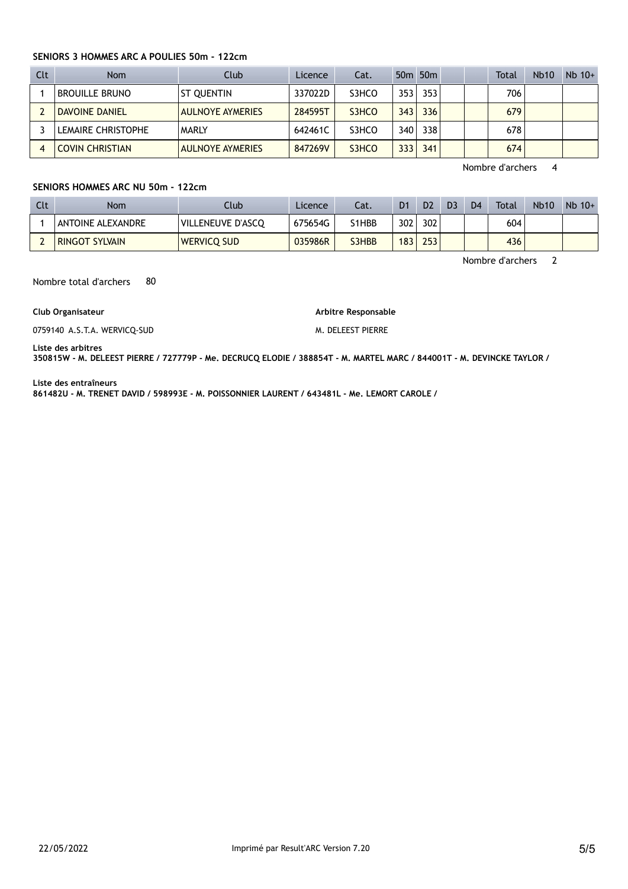### SENIORS 3 HOMMES ARC A POULIES 50m - 122cm

| Clt | Nom | Club | Licence | Cat. | 50m | 50m | | | Total | Nb10 | Nb 10+ |
|---|---|---|---|---|---|---|---|---|---|---|---|
| 1 | BROUILLE BRUNO | ST QUENTIN | 337022D | S3HCO | 353 | 353 | | | 706 | | |
| 2 | DAVOINE DANIEL | AULNOYE AYMERIES | 284595T | S3HCO | 343 | 336 | | | 679 | | |
| 3 | LEMAIRE CHRISTOPHE | MARLY | 642461C | S3HCO | 340 | 338 | | | 678 | | |
| 4 | COVIN CHRISTIAN | AULNOYE AYMERIES | 847269V | S3HCO | 333 | 341 | | | 674 | | |

Nombre d'archers 4

### SENIORS HOMMES ARC NU 50m - 122cm

| Clt | Nom | Club | Licence | Cat. | D1 | D2 | D3 | D4 | Total | Nb10 | Nb 10+ |
|---|---|---|---|---|---|---|---|---|---|---|---|
| 1 | ANTOINE ALEXANDRE | VILLENEUVE D'ASCQ | 675654G | S1HBB | 302 | 302 | | | 604 | | |
| 2 | RINGOT SYLVAIN | WERVICQ SUD | 035986R | S3HBB | 183 | 253 | | | 436 | | |

Nombre d'archers 2

Nombre total d'archers 80

**Club Organisateur**

0759140 A.S.T.A. WERVICQ-SUD

**Arbitre Responsable**

M. DELEEST PIERRE

**Liste des arbitres**
**350815W - M. DELEEST PIERRE / 727779P - Me. DECRUCQ ELODIE / 388854T - M. MARTEL MARC / 844001T - M. DEVINCKE TAYLOR /**

**Liste des entraîneurs**
**861482U - M. TRENET DAVID / 598993E - M. POISSONNIER LAURENT / 643481L - Me. LEMORT CAROLE /**

22/05/2022 Imprimé par Result'ARC Version 7.20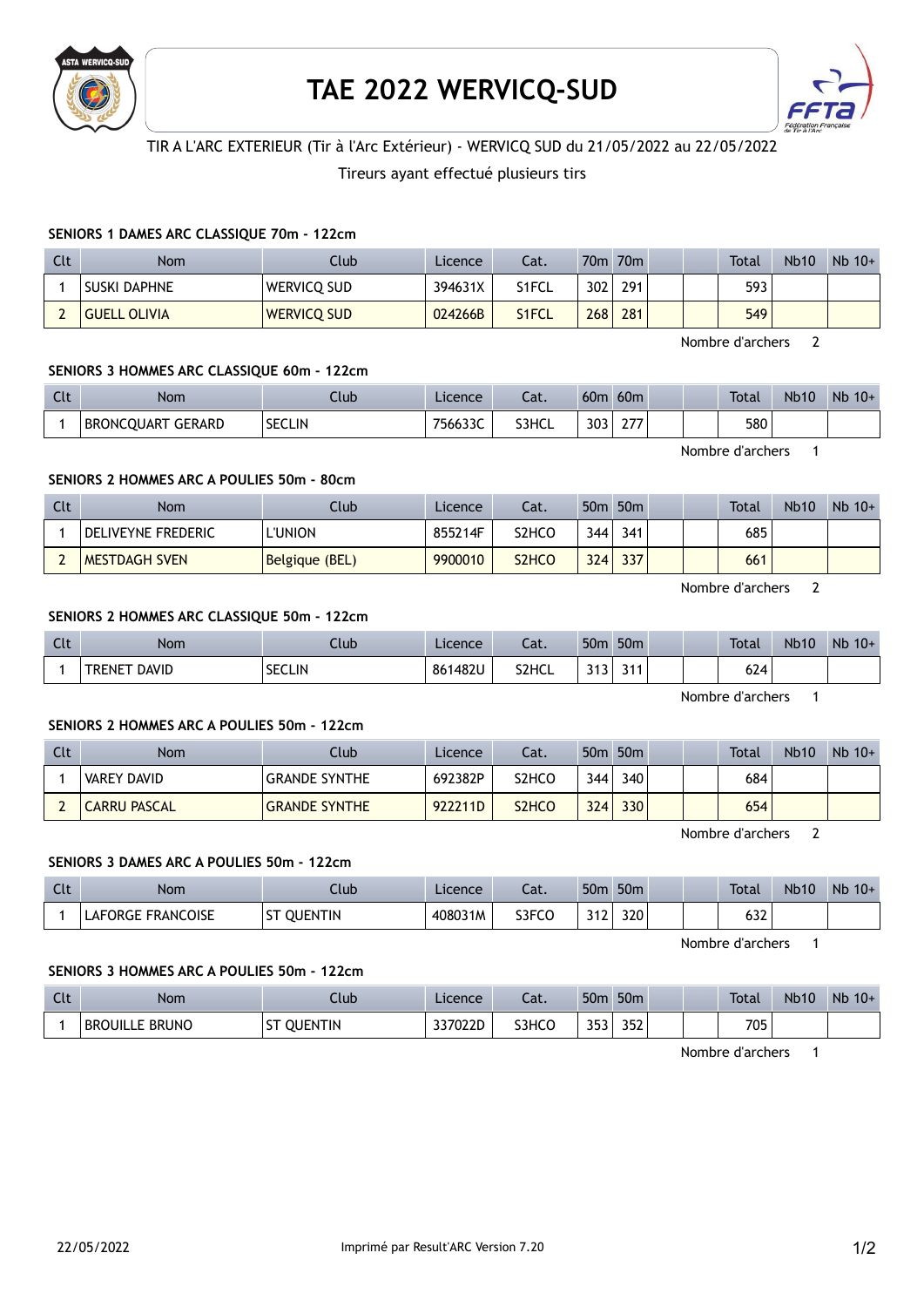# TAE 2022 WERVICQ-SUD

TIR A L'ARC EXTERIEUR (Tir à l'Arc Extérieur) - WERVICQ SUD du 21/05/2022 au 22/05/2022

Tireurs ayant effectué plusieurs tirs

### SENIORS 1 DAMES ARC CLASSIQUE 70m - 122cm

| Clt | Nom | Club | Licence | Cat. | 70m | 70m | | | Total | Nb10 | Nb 10+ |
|---|---|---|---|---|---|---|---|---|---|---|---|
| 1 | SUSKI DAPHNE | WERVICQ SUD | 394631X | S1FCL | 302 | 291 | | | 593 | | |
| 2 | GUELL OLIVIA | WERVICQ SUD | 024266B | S1FCL | 268 | 281 | | | 549 | | |

Nombre d'archers 2

### SENIORS 3 HOMMES ARC CLASSIQUE 60m - 122cm

| Clt | Nom | Club | Licence | Cat. | 60m | 60m | | | Total | Nb10 | Nb 10+ |
|---|---|---|---|---|---|---|---|---|---|---|---|
| 1 | BRONCQUART GERARD | SECLIN | 756633C | S3HCL | 303 | 277 | | | 580 | | |

Nombre d'archers 1

### SENIORS 2 HOMMES ARC A POULIES 50m - 80cm

| Clt | Nom | Club | Licence | Cat. | 50m | 50m | | | Total | Nb10 | Nb 10+ |
|---|---|---|---|---|---|---|---|---|---|---|---|
| 1 | DELIVEYNE FREDERIC | L'UNION | 855214F | S2HCO | 344 | 341 | | | 685 | | |
| 2 | MESTDAGH SVEN | Belgique (BEL) | 9900010 | S2HCO | 324 | 337 | | | 661 | | |

Nombre d'archers 2

### SENIORS 2 HOMMES ARC CLASSIQUE 50m - 122cm

| Clt | Nom | Club | Licence | Cat. | 50m | 50m | | | Total | Nb10 | Nb 10+ |
|---|---|---|---|---|---|---|---|---|---|---|---|
| 1 | TRENET DAVID | SECLIN | 861482U | S2HCL | 313 | 311 | | | 624 | | |

Nombre d'archers 1

### SENIORS 2 HOMMES ARC A POULIES 50m - 122cm

| Clt | Nom | Club | Licence | Cat. | 50m | 50m | | | Total | Nb10 | Nb 10+ |
|---|---|---|---|---|---|---|---|---|---|---|---|
| 1 | VAREY DAVID | GRANDE SYNTHE | 692382P | S2HCO | 344 | 340 | | | 684 | | |
| 2 | CARRU PASCAL | GRANDE SYNTHE | 922211D | S2HCO | 324 | 330 | | | 654 | | |

Nombre d'archers 2

### SENIORS 3 DAMES ARC A POULIES 50m - 122cm

| Clt | Nom | Club | Licence | Cat. | 50m | 50m | | | Total | Nb10 | Nb 10+ |
|---|---|---|---|---|---|---|---|---|---|---|---|
| 1 | LAFORGE FRANCOISE | ST QUENTIN | 408031M | S3FCO | 312 | 320 | | | 632 | | |

Nombre d'archers 1

### SENIORS 3 HOMMES ARC A POULIES 50m - 122cm

| Clt | Nom | Club | Licence | Cat. | 50m | 50m | | | Total | Nb10 | Nb 10+ |
|---|---|---|---|---|---|---|---|---|---|---|---|
| 1 | BROUILLE BRUNO | ST QUENTIN | 337022D | S3HCO | 353 | 352 | | | 705 | | |

Nombre d'archers 1

22/05/2022 Imprimé par Result'ARC Version 7.20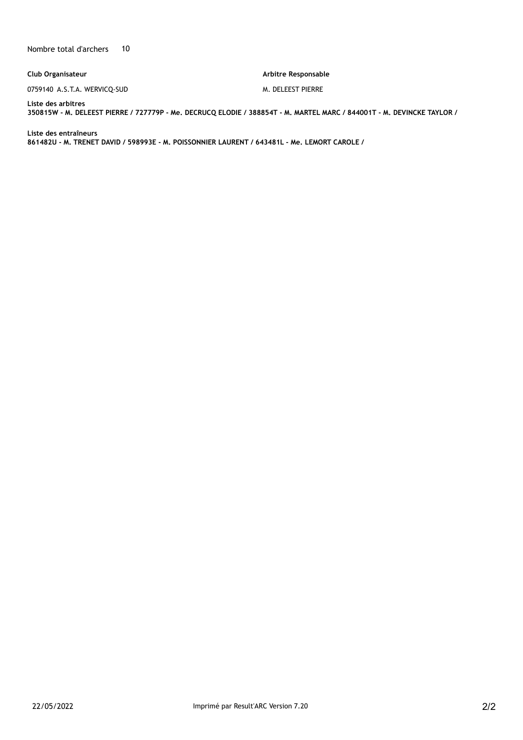Nombre total d'archers 10

**Club Organisateur**

0759140 A.S.T.A. WERVICQ-SUD

**Arbitre Responsable**

M. DELEEST PIERRE

**Liste des arbitres**

**350815W - M. DELEEST PIERRE / 727779P - Me. DECRUCQ ELODIE / 388854T - M. MARTEL MARC / 844001T - M. DEVINCKE TAYLOR /**

**Liste des entraîneurs**

**861482U - M. TRENET DAVID / 598993E - M. POISSONNIER LAURENT / 643481L - Me. LEMORT CAROLE /**

22/05/2022 Imprimé par Result'ARC Version 7.20